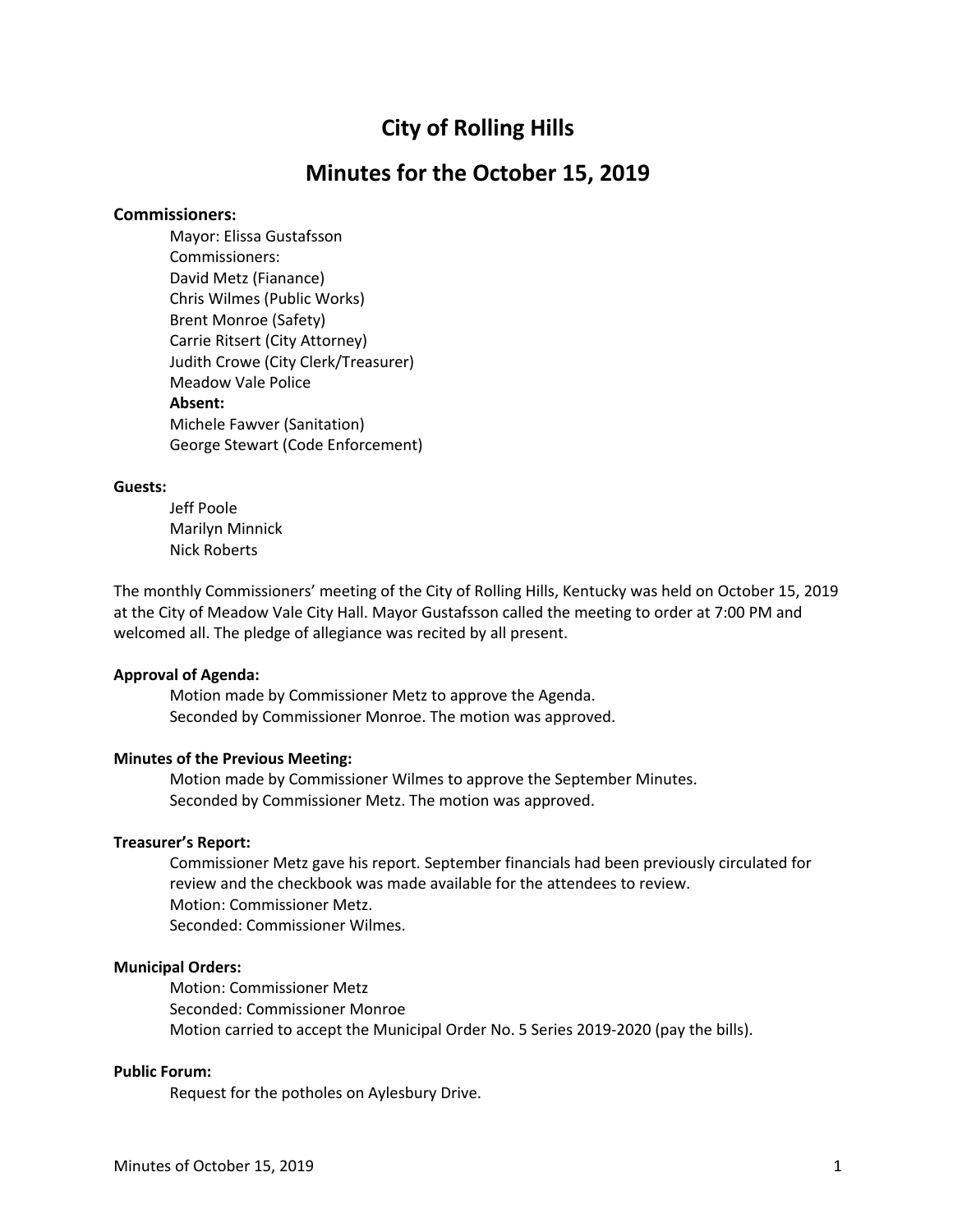# City of Rolling Hills

## Minutes for the October 15, 2019

**Commissioners:**

Mayor: Elissa Gustafsson
Commissioners:
David Metz (Fianance)
Chris Wilmes (Public Works)
Brent Monroe (Safety)
Carrie Ritsert (City Attorney)
Judith Crowe (City Clerk/Treasurer)
Meadow Vale Police
**Absent:**
Michele Fawver (Sanitation)
George Stewart (Code Enforcement)

**Guests:**

Jeff Poole
Marilyn Minnick
Nick Roberts

The monthly Commissioners' meeting of the City of Rolling Hills, Kentucky was held on October 15, 2019 at the City of Meadow Vale City Hall. Mayor Gustafsson called the meeting to order at 7:00 PM and welcomed all. The pledge of allegiance was recited by all present.

**Approval of Agenda:**

Motion made by Commissioner Metz to approve the Agenda.
Seconded by Commissioner Monroe. The motion was approved.

**Minutes of the Previous Meeting:**

Motion made by Commissioner Wilmes to approve the September Minutes.
Seconded by Commissioner Metz. The motion was approved.

**Treasurer's Report:**

Commissioner Metz gave his report. September financials had been previously circulated for review and the checkbook was made available for the attendees to review.
Motion: Commissioner Metz.
Seconded: Commissioner Wilmes.

**Municipal Orders:**

Motion: Commissioner Metz
Seconded: Commissioner Monroe
Motion carried to accept the Municipal Order No. 5 Series 2019-2020 (pay the bills).

**Public Forum:**

Request for the potholes on Aylesbury Drive.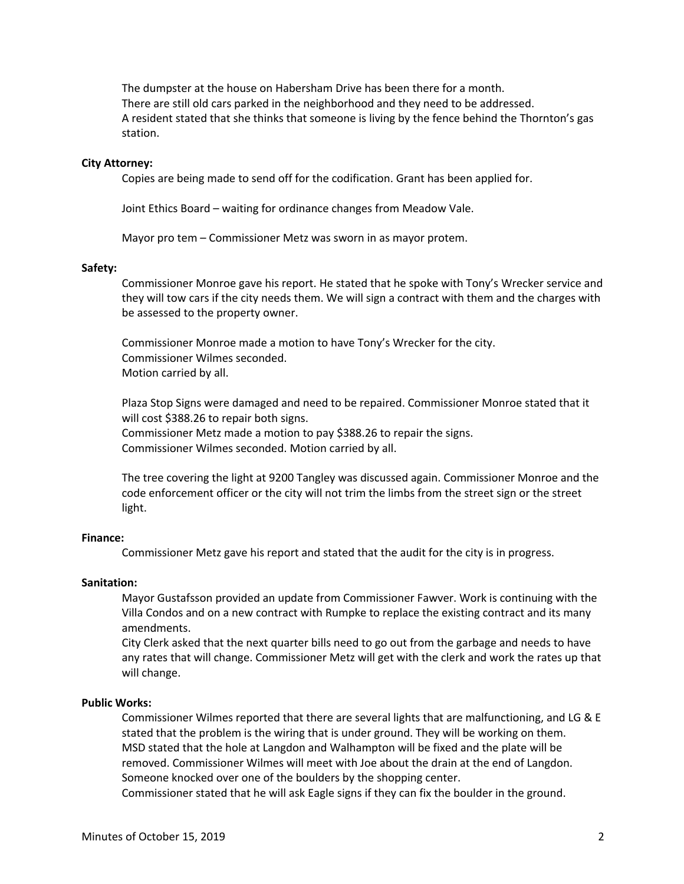The dumpster at the house on Habersham Drive has been there for a month.
There are still old cars parked in the neighborhood and they need to be addressed.
A resident stated that she thinks that someone is living by the fence behind the Thornton's gas station.

**City Attorney:**

Copies are being made to send off for the codification. Grant has been applied for.

Joint Ethics Board – waiting for ordinance changes from Meadow Vale.

Mayor pro tem – Commissioner Metz was sworn in as mayor protem.

**Safety:**

Commissioner Monroe gave his report. He stated that he spoke with Tony's Wrecker service and they will tow cars if the city needs them. We will sign a contract with them and the charges with be assessed to the property owner.

Commissioner Monroe made a motion to have Tony's Wrecker for the city.
Commissioner Wilmes seconded.
Motion carried by all.

Plaza Stop Signs were damaged and need to be repaired. Commissioner Monroe stated that it will cost $388.26 to repair both signs.
Commissioner Metz made a motion to pay $388.26 to repair the signs.
Commissioner Wilmes seconded. Motion carried by all.

The tree covering the light at 9200 Tangley was discussed again. Commissioner Monroe and the code enforcement officer or the city will not trim the limbs from the street sign or the street light.

**Finance:**

Commissioner Metz gave his report and stated that the audit for the city is in progress.

**Sanitation:**

Mayor Gustafsson provided an update from Commissioner Fawver. Work is continuing with the Villa Condos and on a new contract with Rumpke to replace the existing contract and its many amendments.
City Clerk asked that the next quarter bills need to go out from the garbage and needs to have any rates that will change. Commissioner Metz will get with the clerk and work the rates up that will change.

**Public Works:**

Commissioner Wilmes reported that there are several lights that are malfunctioning, and LG & E stated that the problem is the wiring that is under ground. They will be working on them.
MSD stated that the hole at Langdon and Walhampton will be fixed and the plate will be removed. Commissioner Wilmes will meet with Joe about the drain at the end of Langdon.
Someone knocked over one of the boulders by the shopping center.
Commissioner stated that he will ask Eagle signs if they can fix the boulder in the ground.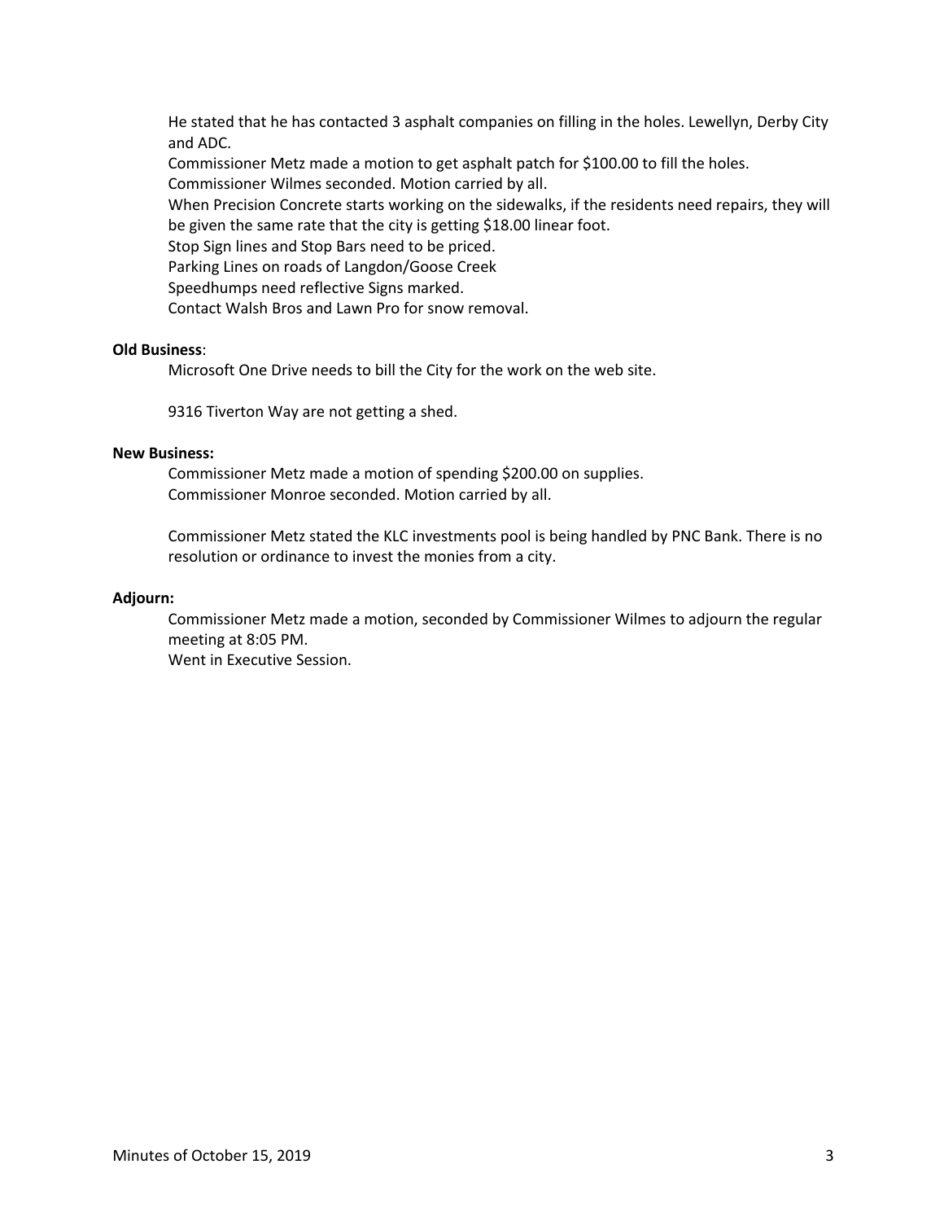He stated that he has contacted 3 asphalt companies on filling in the holes. Lewellyn, Derby City and ADC.

Commissioner Metz made a motion to get asphalt patch for $100.00 to fill the holes.

Commissioner Wilmes seconded. Motion carried by all.

When Precision Concrete starts working on the sidewalks, if the residents need repairs, they will be given the same rate that the city is getting $18.00 linear foot.

Stop Sign lines and Stop Bars need to be priced.

Parking Lines on roads of Langdon/Goose Creek

Speedhumps need reflective Signs marked.

Contact Walsh Bros and Lawn Pro for snow removal.

**Old Business**:

Microsoft One Drive needs to bill the City for the work on the web site.

9316 Tiverton Way are not getting a shed.

**New Business:**

Commissioner Metz made a motion of spending $200.00 on supplies.

Commissioner Monroe seconded. Motion carried by all.

Commissioner Metz stated the KLC investments pool is being handled by PNC Bank. There is no resolution or ordinance to invest the monies from a city.

**Adjourn:**

Commissioner Metz made a motion, seconded by Commissioner Wilmes to adjourn the regular meeting at 8:05 PM.

Went in Executive Session.